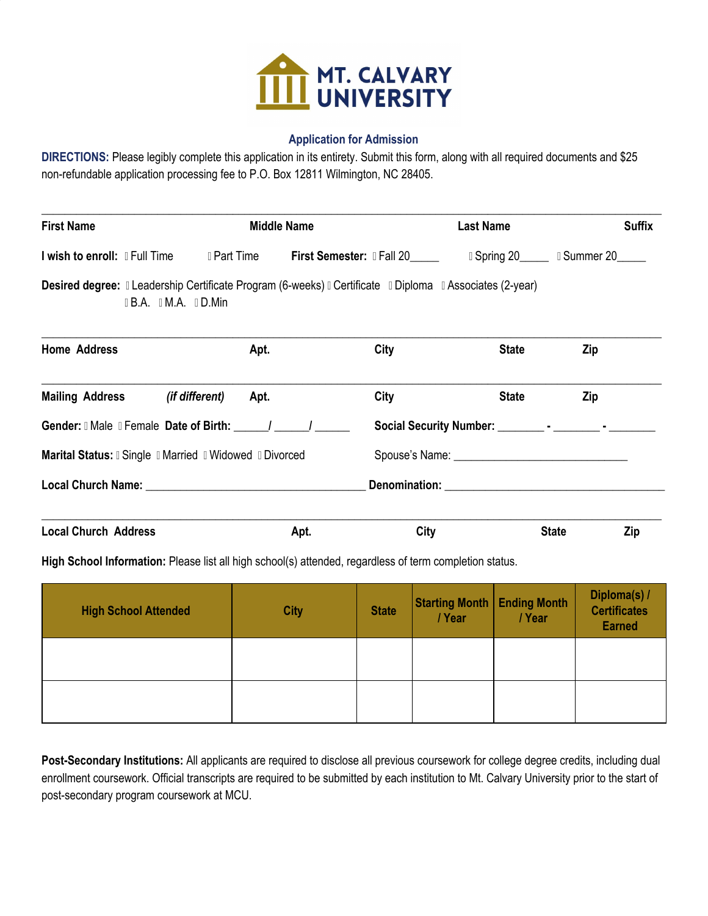# MT. CALVARY UNIVERSITY

## Application for Admission

**DIRECTIONS:** Please legibly complete this application in its entirety. Submit this form, along with all required documents and $25 non-refundable application processing fee to P.O. Box 12811 Wilmington, NC 28405.

---

**First Name** | **Middle Name** | **Last Name** | **Suffix**

**I wish to enroll:** ☐ Full Time ☐ Part Time **First Semester:** ☐ Fall 20_____ ☐ Spring 20_____ ☐ Summer 20_____

**Desired degree:** ☐ Leadership Certificate Program (6-weeks) ☐ Certificate ☐ Diploma ☐ Associates (2-year) ☐ B.A. ☐ M.A. ☐ D.Min

---

**Home Address** | **Apt.** | **City** | **State** | **Zip**

---

**Mailing Address** *(if different)* | **Apt.** | **City** | **State** | **Zip**

**Gender:** ☐ Male ☐ Female **Date of Birth:** _____/_____/_____ **Social Security Number:** _______ - _______ - _______

**Marital Status:** ☐ Single ☐ Married ☐ Widowed ☐ Divorced Spouse's Name: ____________________________

**Local Church Name:** ___________________________________ **Denomination:** ___________________________________

---

**Local Church Address** | **Apt.** | **City** | **State** | **Zip**

**High School Information:** Please list all high school(s) attended, regardless of term completion status.

| High School Attended | City | State | Starting Month / Year | Ending Month / Year | Diploma(s) / Certificates Earned |
|---|---|---|---|---|---|
| | | | | | |
| | | | | | |

**Post-Secondary Institutions:** All applicants are required to disclose all previous coursework for college degree credits, including dual enrollment coursework. Official transcripts are required to be submitted by each institution to Mt. Calvary University prior to the start of post-secondary program coursework at MCU.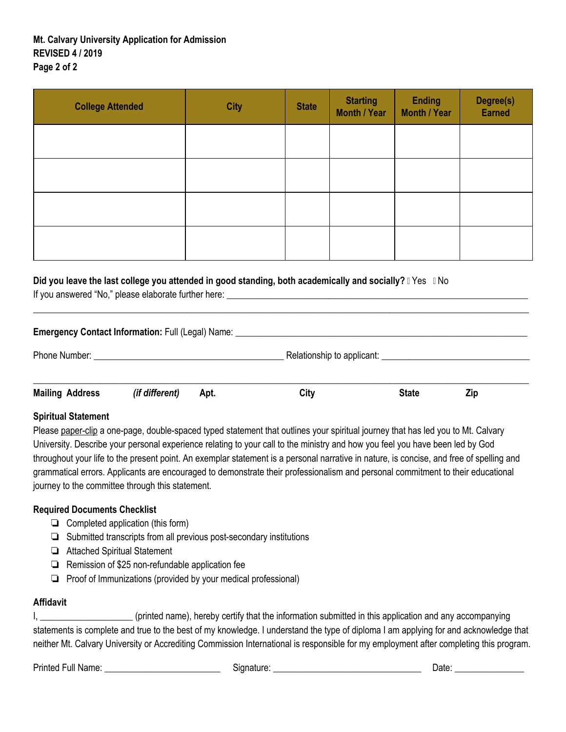**Mt. Calvary University Application for Admission**
**REVISED 4 / 2019**

| College Attended | City | State | Starting Month / Year | Ending Month / Year | Degree(s) Earned |
|---|---|---|---|---|---|
| | | | | | |
| | | | | | |
| | | | | | |
| | | | | | |

**Did you leave the last college you attended in good standing, both academically and socially?** ☐ Yes ☐ No
If you answered "No," please elaborate further here: ____________________________________________________________________

______________________________________________________________________________________________________________

**Emergency Contact Information:** Full (Legal) Name: ____________________________________________________________________

Phone Number: ____________________________________________ Relationship to applicant: ___________________________________

______________________________________________________________________________________________________________

**Mailing Address** ***(if different)*** **Apt.** **City** **State** **Zip**

### Spiritual Statement

Please paper-clip a one-page, double-spaced typed statement that outlines your spiritual journey that has led you to Mt. Calvary University. Describe your personal experience relating to your call to the ministry and how you feel you have been led by God throughout your life to the present point. An exemplar statement is a personal narrative in nature, is concise, and free of spelling and grammatical errors. Applicants are encouraged to demonstrate their professionalism and personal commitment to their educational journey to the committee through this statement.

### Required Documents Checklist

- ☐ Completed application (this form)
- ☐ Submitted transcripts from all previous post-secondary institutions
- ☐ Attached Spiritual Statement
- ☐ Remission of $25 non-refundable application fee
- ☐ Proof of Immunizations (provided by your medical professional)

### Affidavit

I, ____________________ (printed name), hereby certify that the information submitted in this application and any accompanying statements is complete and true to the best of my knowledge. I understand the type of diploma I am applying for and acknowledge that neither Mt. Calvary University or Accrediting Commission International is responsible for my employment after completing this program.

Printed Full Name: _________________________ Signature: ________________________________ Date: _______________